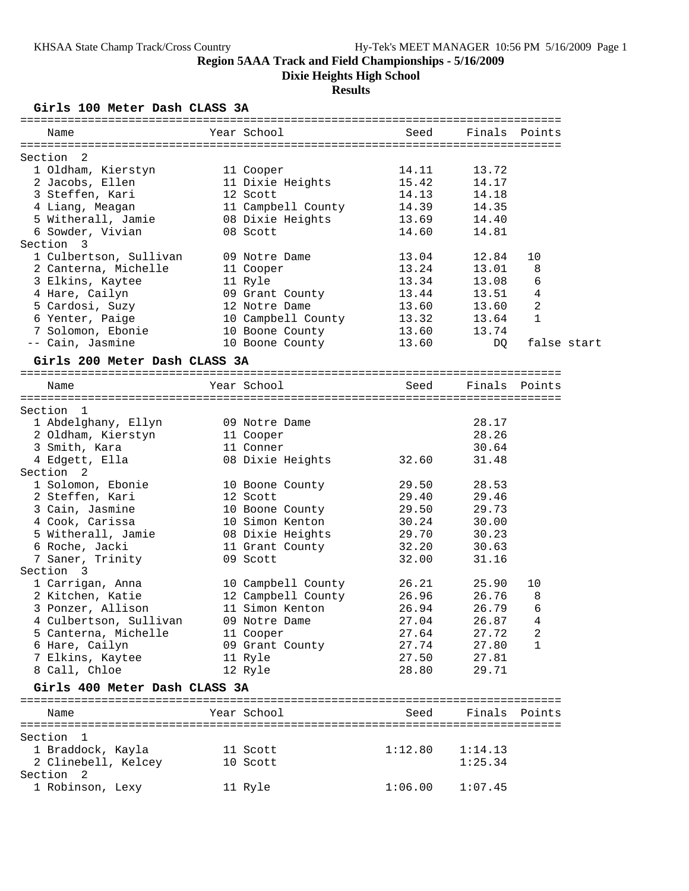KHSAA State Champ Track/Cross Country

# Region 5AAA Track and Field Championships - 5/16/2009

## Dixie Heights High School

### Results

### Girls 100 Meter Dash CLASS 3A

| Name | Year | School | Seed | Finals | Points |
|---|---|---|---|---|---|
| **Section 2** | | | | | |
| 1 Oldham, Kierstyn | 11 | Cooper | 14.11 | 13.72 | |
| 2 Jacobs, Ellen | 11 | Dixie Heights | 15.42 | 14.17 | |
| 3 Steffen, Kari | 12 | Scott | 14.13 | 14.18 | |
| 4 Liang, Meagan | 11 | Campbell County | 14.39 | 14.35 | |
| 5 Witherall, Jamie | 08 | Dixie Heights | 13.69 | 14.40 | |
| 6 Sowder, Vivian | 08 | Scott | 14.60 | 14.81 | |
| **Section 3** | | | | | |
| 1 Culbertson, Sullivan | 09 | Notre Dame | 13.04 | 12.84 | 10 |
| 2 Canterna, Michelle | 11 | Cooper | 13.24 | 13.01 | 8 |
| 3 Elkins, Kaytee | 11 | Ryle | 13.34 | 13.08 | 6 |
| 4 Hare, Cailyn | 09 | Grant County | 13.44 | 13.51 | 4 |
| 5 Cardosi, Suzy | 12 | Notre Dame | 13.60 | 13.60 | 2 |
| 6 Yenter, Paige | 10 | Campbell County | 13.32 | 13.64 | 1 |
| 7 Solomon, Ebonie | 10 | Boone County | 13.60 | 13.74 | |
| -- Cain, Jasmine | 10 | Boone County | 13.60 | DQ | false start |

### Girls 200 Meter Dash CLASS 3A

| Name | Year | School | Seed | Finals | Points |
|---|---|---|---|---|---|
| **Section 1** | | | | | |
| 1 Abdelghany, Ellyn | 09 | Notre Dame | | 28.17 | |
| 2 Oldham, Kierstyn | 11 | Cooper | | 28.26 | |
| 3 Smith, Kara | 11 | Conner | | 30.64 | |
| 4 Edgett, Ella | 08 | Dixie Heights | 32.60 | 31.48 | |
| **Section 2** | | | | | |
| 1 Solomon, Ebonie | 10 | Boone County | 29.50 | 28.53 | |
| 2 Steffen, Kari | 12 | Scott | 29.40 | 29.46 | |
| 3 Cain, Jasmine | 10 | Boone County | 29.50 | 29.73 | |
| 4 Cook, Carissa | 10 | Simon Kenton | 30.24 | 30.00 | |
| 5 Witherall, Jamie | 08 | Dixie Heights | 29.70 | 30.23 | |
| 6 Roche, Jacki | 11 | Grant County | 32.20 | 30.63 | |
| 7 Saner, Trinity | 09 | Scott | 32.00 | 31.16 | |
| **Section 3** | | | | | |
| 1 Carrigan, Anna | 10 | Campbell County | 26.21 | 25.90 | 10 |
| 2 Kitchen, Katie | 12 | Campbell County | 26.96 | 26.76 | 8 |
| 3 Ponzer, Allison | 11 | Simon Kenton | 26.94 | 26.79 | 6 |
| 4 Culbertson, Sullivan | 09 | Notre Dame | 27.04 | 26.87 | 4 |
| 5 Canterna, Michelle | 11 | Cooper | 27.64 | 27.72 | 2 |
| 6 Hare, Cailyn | 09 | Grant County | 27.74 | 27.80 | 1 |
| 7 Elkins, Kaytee | 11 | Ryle | 27.50 | 27.81 | |
| 8 Call, Chloe | 12 | Ryle | 28.80 | 29.71 | |

### Girls 400 Meter Dash CLASS 3A

| Name | Year | School | Seed | Finals | Points |
|---|---|---|---|---|---|
| **Section 1** | | | | | |
| 1 Braddock, Kayla | 11 | Scott | 1:12.80 | 1:14.13 | |
| 2 Clinebell, Kelcey | 10 | Scott | | 1:25.34 | |
| **Section 2** | | | | | |
| 1 Robinson, Lexy | 11 | Ryle | 1:06.00 | 1:07.45 | |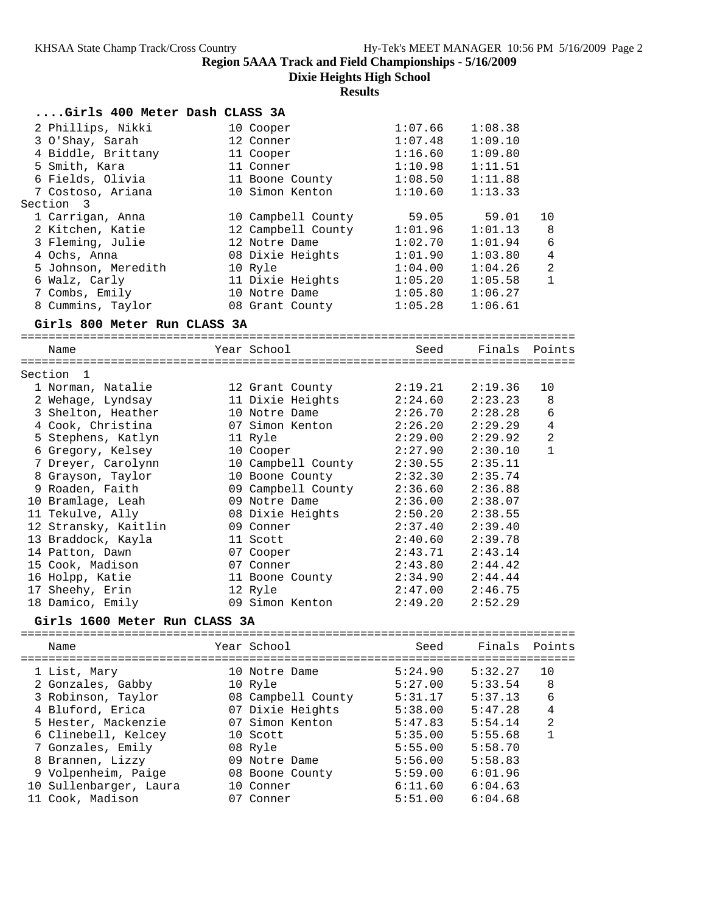**Region 5AAA Track and Field Championships - 5/16/2009**

**Dixie Heights High School**

**Results**

### ....Girls 400 Meter Dash CLASS 3A

| Place | Name | Year | School | Seed | Finals | Points |
|---|---|---|---|---|---|---|
| 2 | Phillips, Nikki | 10 | Cooper | 1:07.66 | 1:08.38 | |
| 3 | O'Shay, Sarah | 12 | Conner | 1:07.48 | 1:09.10 | |
| 4 | Biddle, Brittany | 11 | Cooper | 1:16.60 | 1:09.80 | |
| 5 | Smith, Kara | 11 | Conner | 1:10.98 | 1:11.51 | |
| 6 | Fields, Olivia | 11 | Boone County | 1:08.50 | 1:11.88 | |
| 7 | Costoso, Ariana | 10 | Simon Kenton | 1:10.60 | 1:13.33 | |
| **Section 3** | | | | | | |
| 1 | Carrigan, Anna | 10 | Campbell County | 59.05 | 59.01 | 10 |
| 2 | Kitchen, Katie | 12 | Campbell County | 1:01.96 | 1:01.13 | 8 |
| 3 | Fleming, Julie | 12 | Notre Dame | 1:02.70 | 1:01.94 | 6 |
| 4 | Ochs, Anna | 08 | Dixie Heights | 1:01.90 | 1:03.80 | 4 |
| 5 | Johnson, Meredith | 10 | Ryle | 1:04.00 | 1:04.26 | 2 |
| 6 | Walz, Carly | 11 | Dixie Heights | 1:05.20 | 1:05.58 | 1 |
| 7 | Combs, Emily | 10 | Notre Dame | 1:05.80 | 1:06.27 | |
| 8 | Cummins, Taylor | 08 | Grant County | 1:05.28 | 1:06.61 | |

### Girls 800 Meter Run CLASS 3A

| Place | Name | Year | School | Seed | Finals | Points |
|---|---|---|---|---|---|---|
| **Section 1** | | | | | | |
| 1 | Norman, Natalie | 12 | Grant County | 2:19.21 | 2:19.36 | 10 |
| 2 | Wehage, Lyndsay | 11 | Dixie Heights | 2:24.60 | 2:23.23 | 8 |
| 3 | Shelton, Heather | 10 | Notre Dame | 2:26.70 | 2:28.28 | 6 |
| 4 | Cook, Christina | 07 | Simon Kenton | 2:26.20 | 2:29.29 | 4 |
| 5 | Stephens, Katlyn | 11 | Ryle | 2:29.00 | 2:29.92 | 2 |
| 6 | Gregory, Kelsey | 10 | Cooper | 2:27.90 | 2:30.10 | 1 |
| 7 | Dreyer, Carolynn | 10 | Campbell County | 2:30.55 | 2:35.11 | |
| 8 | Grayson, Taylor | 10 | Boone County | 2:32.30 | 2:35.74 | |
| 9 | Roaden, Faith | 09 | Campbell County | 2:36.60 | 2:36.88 | |
| 10 | Bramlage, Leah | 09 | Notre Dame | 2:36.00 | 2:38.07 | |
| 11 | Tekulve, Ally | 08 | Dixie Heights | 2:50.20 | 2:38.55 | |
| 12 | Stransky, Kaitlin | 09 | Conner | 2:37.40 | 2:39.40 | |
| 13 | Braddock, Kayla | 11 | Scott | 2:40.60 | 2:39.78 | |
| 14 | Patton, Dawn | 07 | Cooper | 2:43.71 | 2:43.14 | |
| 15 | Cook, Madison | 07 | Conner | 2:43.80 | 2:44.42 | |
| 16 | Holpp, Katie | 11 | Boone County | 2:34.90 | 2:44.44 | |
| 17 | Sheehy, Erin | 12 | Ryle | 2:47.00 | 2:46.75 | |
| 18 | Damico, Emily | 09 | Simon Kenton | 2:49.20 | 2:52.29 | |

### Girls 1600 Meter Run CLASS 3A

| Place | Name | Year | School | Seed | Finals | Points |
|---|---|---|---|---|---|---|
| 1 | List, Mary | 10 | Notre Dame | 5:24.90 | 5:32.27 | 10 |
| 2 | Gonzales, Gabby | 10 | Ryle | 5:27.00 | 5:33.54 | 8 |
| 3 | Robinson, Taylor | 08 | Campbell County | 5:31.17 | 5:37.13 | 6 |
| 4 | Bluford, Erica | 07 | Dixie Heights | 5:38.00 | 5:47.28 | 4 |
| 5 | Hester, Mackenzie | 07 | Simon Kenton | 5:47.83 | 5:54.14 | 2 |
| 6 | Clinebell, Kelcey | 10 | Scott | 5:35.00 | 5:55.68 | 1 |
| 7 | Gonzales, Emily | 08 | Ryle | 5:55.00 | 5:58.70 | |
| 8 | Brannen, Lizzy | 09 | Notre Dame | 5:56.00 | 5:58.83 | |
| 9 | Volpenheim, Paige | 08 | Boone County | 5:59.00 | 6:01.96 | |
| 10 | Sullenbarger, Laura | 10 | Conner | 6:11.60 | 6:04.63 | |
| 11 | Cook, Madison | 07 | Conner | 5:51.00 | 6:04.68 | |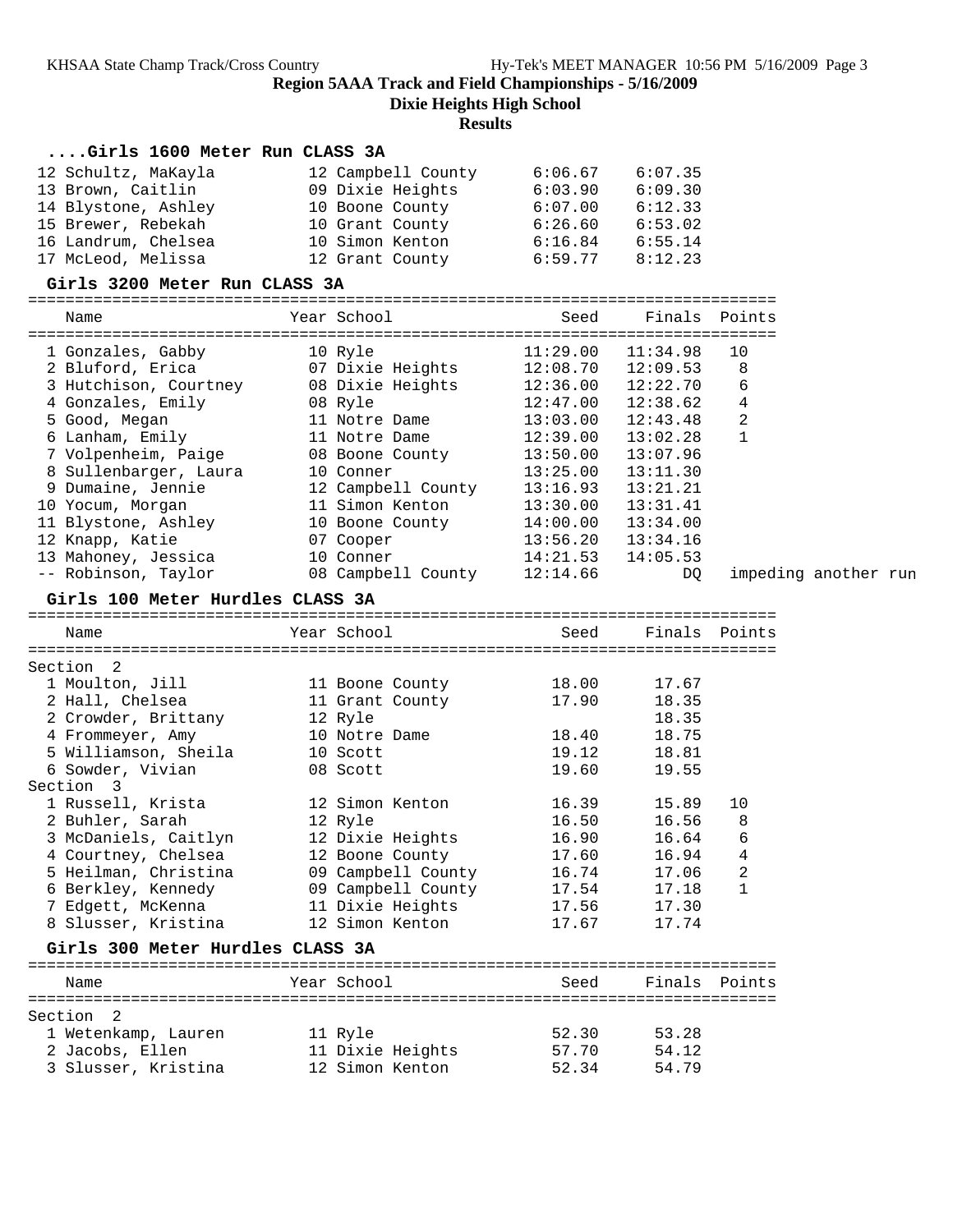**Region 5AAA Track and Field Championships - 5/16/2009**

**Dixie Heights High School**

**Results**

### ....Girls 1600 Meter Run CLASS 3A

| Place | Name | Year | School | Seed | Finals | Points |
|---|---|---|---|---|---|---|
| 12 | Schultz, MaKayla | 12 | Campbell County | 6:06.67 | 6:07.35 | |
| 13 | Brown, Caitlin | 09 | Dixie Heights | 6:03.90 | 6:09.30 | |
| 14 | Blystone, Ashley | 10 | Boone County | 6:07.00 | 6:12.33 | |
| 15 | Brewer, Rebekah | 10 | Grant County | 6:26.60 | 6:53.02 | |
| 16 | Landrum, Chelsea | 10 | Simon Kenton | 6:16.84 | 6:55.14 | |
| 17 | McLeod, Melissa | 12 | Grant County | 6:59.77 | 8:12.23 | |

### Girls 3200 Meter Run CLASS 3A

| Place | Name | Year | School | Seed | Finals | Points |
|---|---|---|---|---|---|---|
| 1 | Gonzales, Gabby | 10 | Ryle | 11:29.00 | 11:34.98 | 10 |
| 2 | Bluford, Erica | 07 | Dixie Heights | 12:08.70 | 12:09.53 | 8 |
| 3 | Hutchison, Courtney | 08 | Dixie Heights | 12:36.00 | 12:22.70 | 6 |
| 4 | Gonzales, Emily | 08 | Ryle | 12:47.00 | 12:38.62 | 4 |
| 5 | Good, Megan | 11 | Notre Dame | 13:03.00 | 12:43.48 | 2 |
| 6 | Lanham, Emily | 11 | Notre Dame | 12:39.00 | 13:02.28 | 1 |
| 7 | Volpenheim, Paige | 08 | Boone County | 13:50.00 | 13:07.96 | |
| 8 | Sullenbarger, Laura | 10 | Conner | 13:25.00 | 13:11.30 | |
| 9 | Dumaine, Jennie | 12 | Campbell County | 13:16.93 | 13:21.21 | |
| 10 | Yocum, Morgan | 11 | Simon Kenton | 13:30.00 | 13:31.41 | |
| 11 | Blystone, Ashley | 10 | Boone County | 14:00.00 | 13:34.00 | |
| 12 | Knapp, Katie | 07 | Cooper | 13:56.20 | 13:34.16 | |
| 13 | Mahoney, Jessica | 10 | Conner | 14:21.53 | 14:05.53 | |
| -- | Robinson, Taylor | 08 | Campbell County | 12:14.66 | DQ | impeding another run |

### Girls 100 Meter Hurdles CLASS 3A

| Place | Name | Year | School | Seed | Finals | Points |
|---|---|---|---|---|---|---|
| **Section 2** | | | | | | |
| 1 | Moulton, Jill | 11 | Boone County | 18.00 | 17.67 | |
| 2 | Hall, Chelsea | 11 | Grant County | 17.90 | 18.35 | |
| 2 | Crowder, Brittany | 12 | Ryle | | 18.35 | |
| 4 | Frommeyer, Amy | 10 | Notre Dame | 18.40 | 18.75 | |
| 5 | Williamson, Sheila | 10 | Scott | 19.12 | 18.81 | |
| 6 | Sowder, Vivian | 08 | Scott | 19.60 | 19.55 | |
| **Section 3** | | | | | | |
| 1 | Russell, Krista | 12 | Simon Kenton | 16.39 | 15.89 | 10 |
| 2 | Buhler, Sarah | 12 | Ryle | 16.50 | 16.56 | 8 |
| 3 | McDaniels, Caitlyn | 12 | Dixie Heights | 16.90 | 16.64 | 6 |
| 4 | Courtney, Chelsea | 12 | Boone County | 17.60 | 16.94 | 4 |
| 5 | Heilman, Christina | 09 | Campbell County | 16.74 | 17.06 | 2 |
| 6 | Berkley, Kennedy | 09 | Campbell County | 17.54 | 17.18 | 1 |
| 7 | Edgett, McKenna | 11 | Dixie Heights | 17.56 | 17.30 | |
| 8 | Slusser, Kristina | 12 | Simon Kenton | 17.67 | 17.74 | |

### Girls 300 Meter Hurdles CLASS 3A

| Place | Name | Year | School | Seed | Finals | Points |
|---|---|---|---|---|---|---|
| **Section 2** | | | | | | |
| 1 | Wetenkamp, Lauren | 11 | Ryle | 52.30 | 53.28 | |
| 2 | Jacobs, Ellen | 11 | Dixie Heights | 57.70 | 54.12 | |
| 3 | Slusser, Kristina | 12 | Simon Kenton | 52.34 | 54.79 | |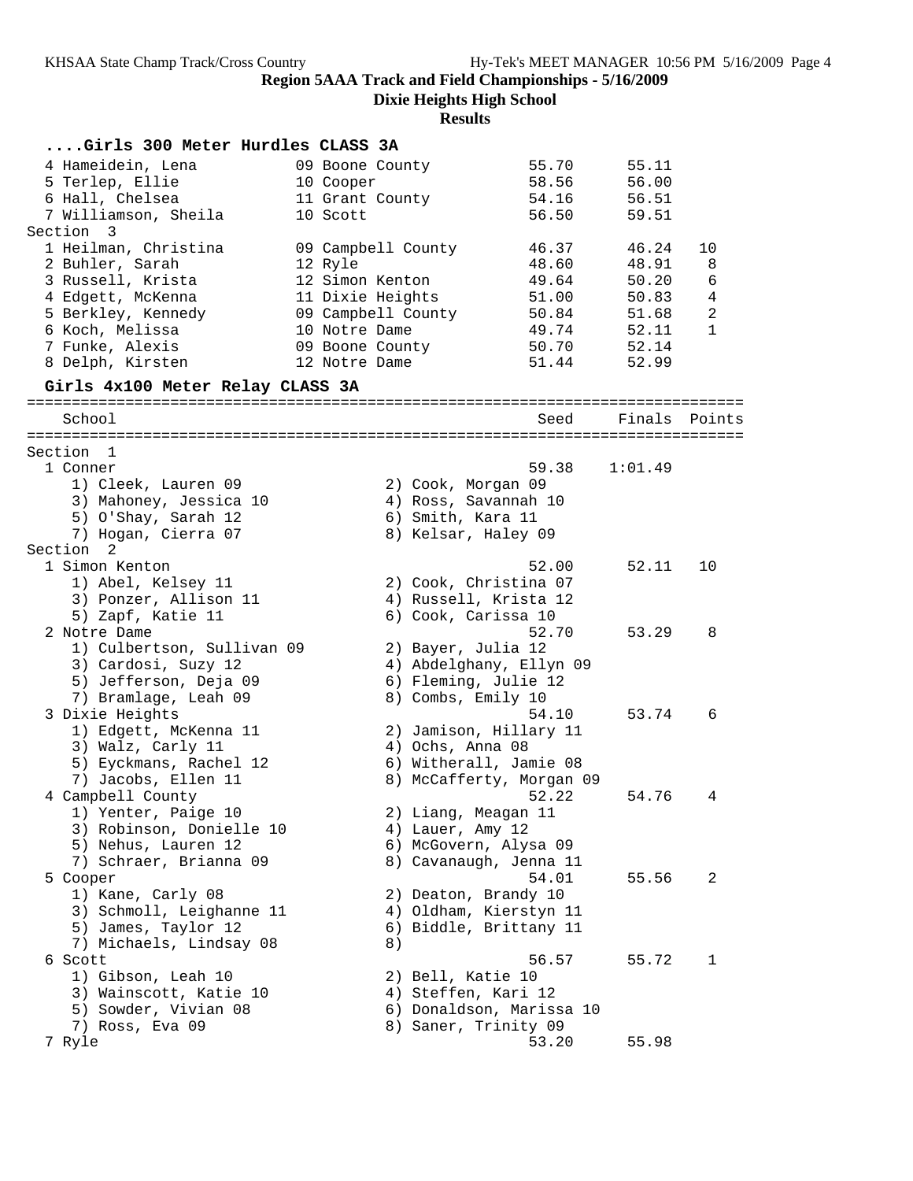**Region 5AAA Track and Field Championships - 5/16/2009**

**Dixie Heights High School**

**Results**

### ....Girls 300 Meter Hurdles CLASS 3A

| Place | Name | Yr | School | Seed | Finals | Points |
|---|---|---|---|---|---|---|
| 4 | Hameidein, Lena | 09 | Boone County | 55.70 | 55.11 | |
| 5 | Terlep, Ellie | 10 | Cooper | 58.56 | 56.00 | |
| 6 | Hall, Chelsea | 11 | Grant County | 54.16 | 56.51 | |
| 7 | Williamson, Sheila | 10 | Scott | 56.50 | 59.51 | |
| **Section 3** | | | | | | |
| 1 | Heilman, Christina | 09 | Campbell County | 46.37 | 46.24 | 10 |
| 2 | Buhler, Sarah | 12 | Ryle | 48.60 | 48.91 | 8 |
| 3 | Russell, Krista | 12 | Simon Kenton | 49.64 | 50.20 | 6 |
| 4 | Edgett, McKenna | 11 | Dixie Heights | 51.00 | 50.83 | 4 |
| 5 | Berkley, Kennedy | 09 | Campbell County | 50.84 | 51.68 | 2 |
| 6 | Koch, Melissa | 10 | Notre Dame | 49.74 | 52.11 | 1 |
| 7 | Funke, Alexis | 09 | Boone County | 50.70 | 52.14 | |
| 8 | Delph, Kirsten | 12 | Notre Dame | 51.44 | 52.99 | |

### Girls 4x100 Meter Relay CLASS 3A

| Place | School | Seed | Finals | Points |
|---|---|---|---|---|
| **Section 1** | | | | |
| 1 | Conner | 59.38 | 1:01.49 | |
| | 1) Cleek, Lauren 09; 2) Cook, Morgan 09; 3) Mahoney, Jessica 10; 4) Ross, Savannah 10; 5) O'Shay, Sarah 12; 6) Smith, Kara 11; 7) Hogan, Cierra 07; 8) Kelsar, Haley 09 | | | |
| **Section 2** | | | | |
| 1 | Simon Kenton | 52.00 | 52.11 | 10 |
| | 1) Abel, Kelsey 11; 2) Cook, Christina 07; 3) Ponzer, Allison 11; 4) Russell, Krista 12; 5) Zapf, Katie 11; 6) Cook, Carissa 10 | | | |
| 2 | Notre Dame | 52.70 | 53.29 | 8 |
| | 1) Culbertson, Sullivan 09; 2) Bayer, Julia 12; 3) Cardosi, Suzy 12; 4) Abdelghany, Ellyn 09; 5) Jefferson, Deja 09; 6) Fleming, Julie 12; 7) Bramlage, Leah 09; 8) Combs, Emily 10 | | | |
| 3 | Dixie Heights | 54.10 | 53.74 | 6 |
| | 1) Edgett, McKenna 11; 2) Jamison, Hillary 11; 3) Walz, Carly 11; 4) Ochs, Anna 08; 5) Eyckmans, Rachel 12; 6) Witherall, Jamie 08; 7) Jacobs, Ellen 11; 8) McCafferty, Morgan 09 | | | |
| 4 | Campbell County | 52.22 | 54.76 | 4 |
| | 1) Yenter, Paige 10; 2) Liang, Meagan 11; 3) Robinson, Donielle 10; 4) Lauer, Amy 12; 5) Nehus, Lauren 12; 6) McGovern, Alysa 09; 7) Schraer, Brianna 09; 8) Cavanaugh, Jenna 11 | | | |
| 5 | Cooper | 54.01 | 55.56 | 2 |
| | 1) Kane, Carly 08; 2) Deaton, Brandy 10; 3) Schmoll, Leighanne 11; 4) Oldham, Kierstyn 11; 5) James, Taylor 12; 6) Biddle, Brittany 11; 7) Michaels, Lindsay 08; 8) | | | |
| 6 | Scott | 56.57 | 55.72 | 1 |
| | 1) Gibson, Leah 10; 2) Bell, Katie 10; 3) Wainscott, Katie 10; 4) Steffen, Kari 12; 5) Sowder, Vivian 08; 6) Donaldson, Marissa 10; 7) Ross, Eva 09; 8) Saner, Trinity 09 | | | |
| 7 | Ryle | 53.20 | 55.98 | |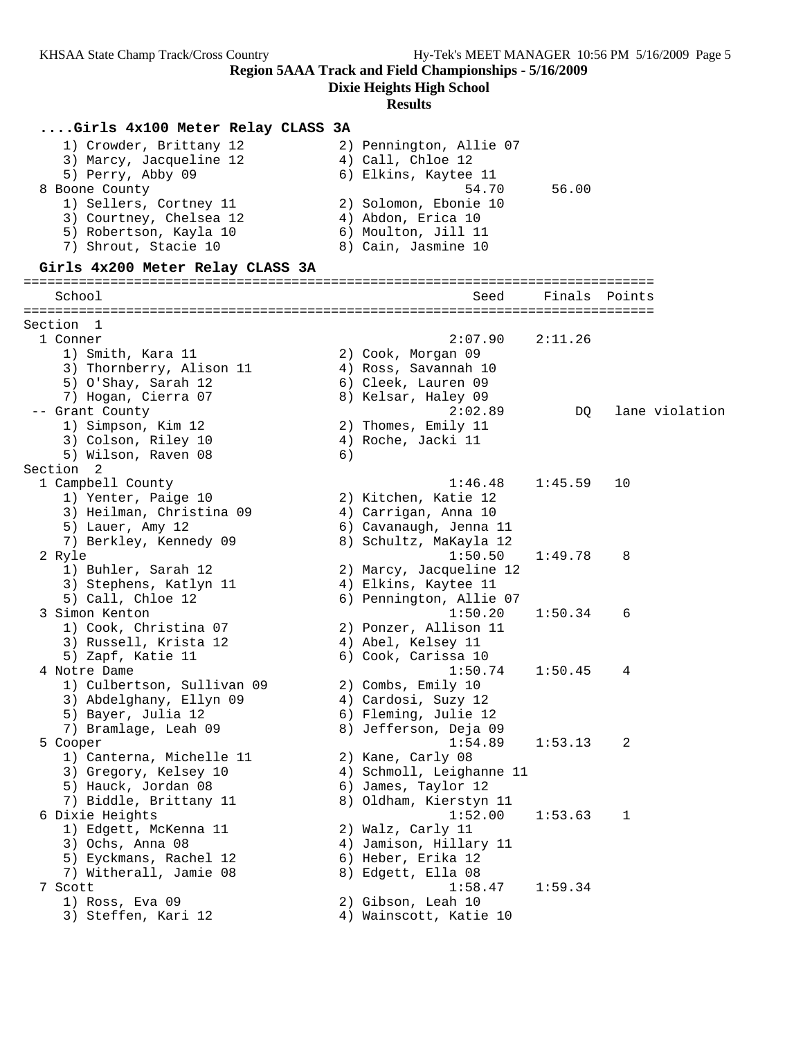**Region 5AAA Track and Field Championships - 5/16/2009**

**Dixie Heights High School**

**Results**

```
....Girls 4x100 Meter Relay CLASS 3A
    1) Crowder, Brittany 12            2) Pennington, Allie 07
    3) Marcy, Jacqueline 12            4) Call, Chloe 12
    5) Perry, Abby 09                  6) Elkins, Kaytee 11
  8 Boone County                                54.70      56.00
    1) Sellers, Cortney 11             2) Solomon, Ebonie 10
    3) Courtney, Chelsea 12            4) Abdon, Erica 10
    5) Robertson, Kayla 10             6) Moulton, Jill 11
    7) Shrout, Stacie 10               8) Cain, Jasmine 10

Girls 4x200 Meter Relay CLASS 3A
================================================================================
    School                                       Seed     Finals  Points
================================================================================
Section  1
  1 Conner                                    2:07.90    2:11.26
    1) Smith, Kara 11                  2) Cook, Morgan 09
    3) Thornberry, Alison 11           4) Ross, Savannah 10
    5) O'Shay, Sarah 12                6) Cleek, Lauren 09
    7) Hogan, Cierra 07                8) Kelsar, Haley 09
 -- Grant County                              2:02.89         DQ   lane violation
    1) Simpson, Kim 12                 2) Thomes, Emily 11
    3) Colson, Riley 10                4) Roche, Jacki 11
    5) Wilson, Raven 08                6)
Section  2
  1 Campbell County                           1:46.48    1:45.59   10
    1) Yenter, Paige 10                2) Kitchen, Katie 12
    3) Heilman, Christina 09           4) Carrigan, Anna 10
    5) Lauer, Amy 12                   6) Cavanaugh, Jenna 11
    7) Berkley, Kennedy 09             8) Schultz, MaKayla 12
  2 Ryle                                      1:50.50    1:49.78    8
    1) Buhler, Sarah 12                2) Marcy, Jacqueline 12
    3) Stephens, Katlyn 11             4) Elkins, Kaytee 11
    5) Call, Chloe 12                  6) Pennington, Allie 07
  3 Simon Kenton                              1:50.20    1:50.34    6
    1) Cook, Christina 07              2) Ponzer, Allison 11
    3) Russell, Krista 12              4) Abel, Kelsey 11
    5) Zapf, Katie 11                  6) Cook, Carissa 10
  4 Notre Dame                                1:50.74    1:50.45    4
    1) Culbertson, Sullivan 09         2) Combs, Emily 10
    3) Abdelghany, Ellyn 09            4) Cardosi, Suzy 12
    5) Bayer, Julia 12                 6) Fleming, Julie 12
    7) Bramlage, Leah 09               8) Jefferson, Deja 09
  5 Cooper                                    1:54.89    1:53.13    2
    1) Canterna, Michelle 11           2) Kane, Carly 08
    3) Gregory, Kelsey 10              4) Schmoll, Leighanne 11
    5) Hauck, Jordan 08                6) James, Taylor 12
    7) Biddle, Brittany 11             8) Oldham, Kierstyn 11
  6 Dixie Heights                             1:52.00    1:53.63    1
    1) Edgett, McKenna 11              2) Walz, Carly 11
    3) Ochs, Anna 08                   4) Jamison, Hillary 11
    5) Eyckmans, Rachel 12             6) Heber, Erika 12
    7) Witherall, Jamie 08             8) Edgett, Ella 08
  7 Scott                                     1:58.47    1:59.34
    1) Ross, Eva 09                    2) Gibson, Leah 10
    3) Steffen, Kari 12                4) Wainscott, Katie 10
```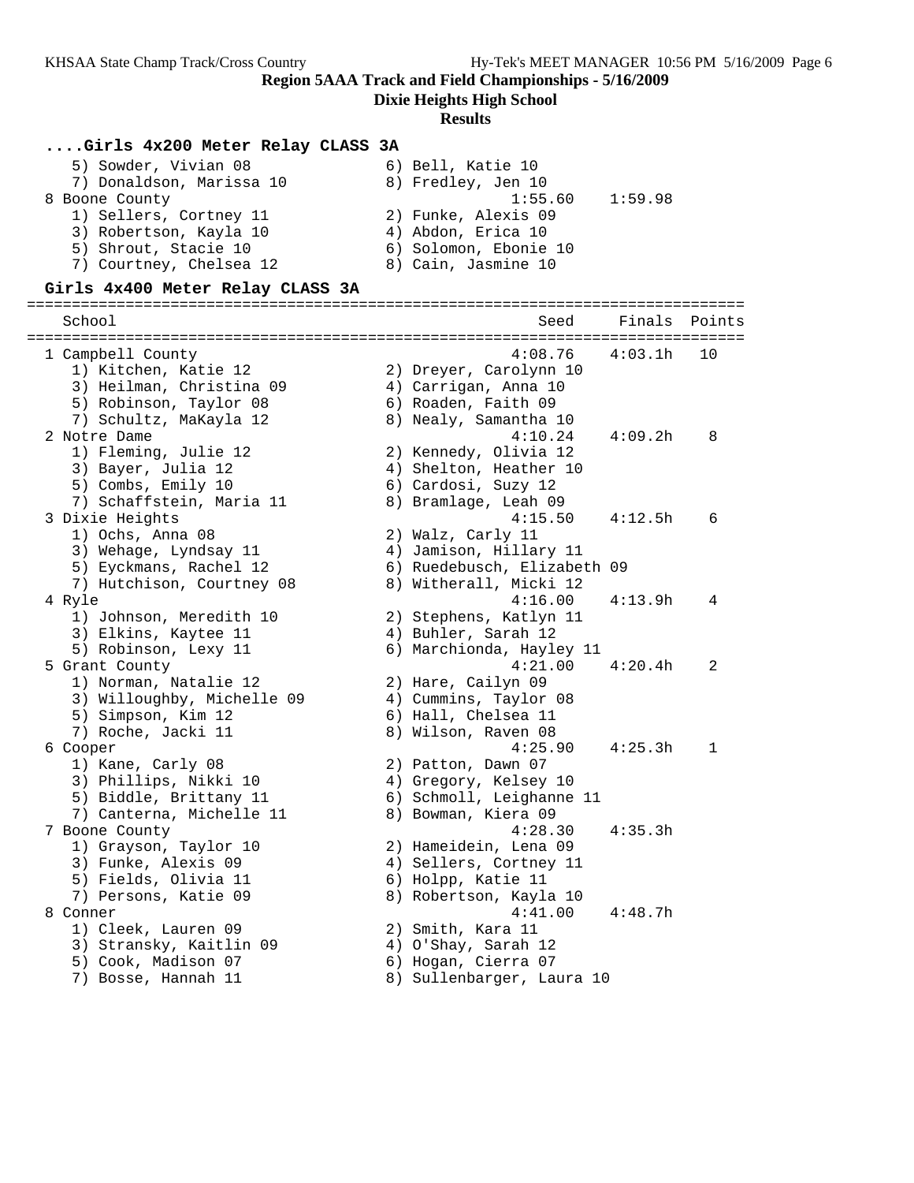**Region 5AAA Track and Field Championships - 5/16/2009**

**Dixie Heights High School**

**Results**

### ....Girls 4x200 Meter Relay CLASS 3A

```
   5) Sowder, Vivian 08               6) Bell, Katie 10
   7) Donaldson, Marissa 10           8) Fredley, Jen 10
 8 Boone County                                 1:55.60    1:59.98
   1) Sellers, Cortney 11             2) Funke, Alexis 09
   3) Robertson, Kayla 10             4) Abdon, Erica 10
   5) Shrout, Stacie 10               6) Solomon, Ebonie 10
   7) Courtney, Chelsea 12            8) Cain, Jasmine 10
```

### Girls 4x400 Meter Relay CLASS 3A

```
================================================================================
   School                                            Seed    Finals  Points
================================================================================
 1 Campbell County                                4:08.76   4:03.1h   10
   1) Kitchen, Katie 12               2) Dreyer, Carolynn 10
   3) Heilman, Christina 09           4) Carrigan, Anna 10
   5) Robinson, Taylor 08             6) Roaden, Faith 09
   7) Schultz, MaKayla 12             8) Nealy, Samantha 10
 2 Notre Dame                                     4:10.24   4:09.2h    8
   1) Fleming, Julie 12               2) Kennedy, Olivia 12
   3) Bayer, Julia 12                 4) Shelton, Heather 10
   5) Combs, Emily 10                 6) Cardosi, Suzy 12
   7) Schaffstein, Maria 11           8) Bramlage, Leah 09
 3 Dixie Heights                                  4:15.50   4:12.5h    6
   1) Ochs, Anna 08                   2) Walz, Carly 11
   3) Wehage, Lyndsay 11              4) Jamison, Hillary 11
   5) Eyckmans, Rachel 12             6) Ruedebusch, Elizabeth 09
   7) Hutchison, Courtney 08          8) Witherall, Micki 12
 4 Ryle                                           4:16.00   4:13.9h    4
   1) Johnson, Meredith 10            2) Stephens, Katlyn 11
   3) Elkins, Kaytee 11               4) Buhler, Sarah 12
   5) Robinson, Lexy 11               6) Marchionda, Hayley 11
 5 Grant County                                   4:21.00   4:20.4h    2
   1) Norman, Natalie 12              2) Hare, Cailyn 09
   3) Willoughby, Michelle 09         4) Cummins, Taylor 08
   5) Simpson, Kim 12                 6) Hall, Chelsea 11
   7) Roche, Jacki 11                 8) Wilson, Raven 08
 6 Cooper                                         4:25.90   4:25.3h    1
   1) Kane, Carly 08                  2) Patton, Dawn 07
   3) Phillips, Nikki 10              4) Gregory, Kelsey 10
   5) Biddle, Brittany 11             6) Schmoll, Leighanne 11
   7) Canterna, Michelle 11           8) Bowman, Kiera 09
 7 Boone County                                   4:28.30   4:35.3h
   1) Grayson, Taylor 10              2) Hameidein, Lena 09
   3) Funke, Alexis 09                4) Sellers, Cortney 11
   5) Fields, Olivia 11               6) Holpp, Katie 11
   7) Persons, Katie 09               8) Robertson, Kayla 10
 8 Conner                                         4:41.00   4:48.7h
   1) Cleek, Lauren 09                2) Smith, Kara 11
   3) Stransky, Kaitlin 09            4) O'Shay, Sarah 12
   5) Cook, Madison 07                6) Hogan, Cierra 07
   7) Bosse, Hannah 11                8) Sullenbarger, Laura 10
```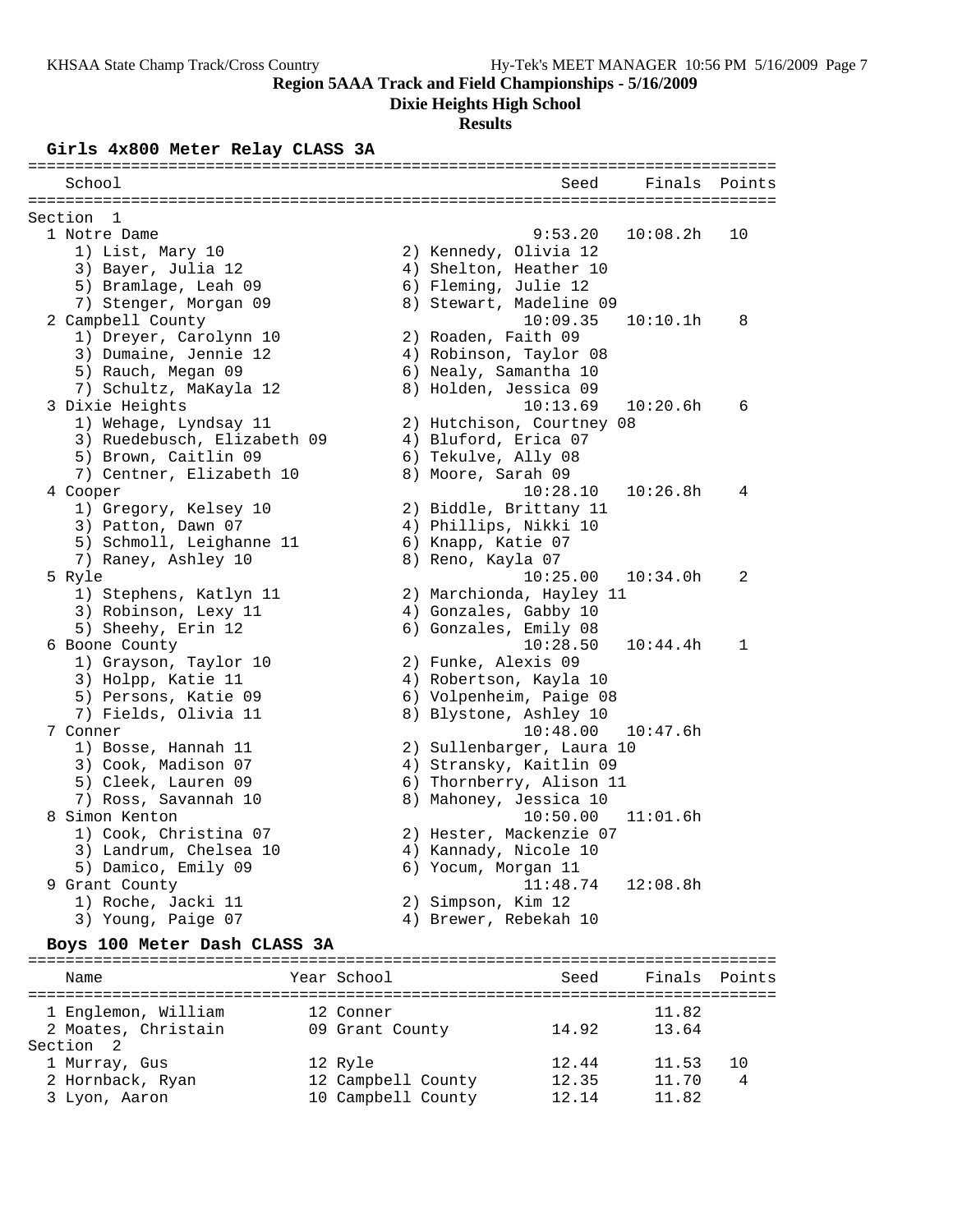**Region 5AAA Track and Field Championships - 5/16/2009**

**Dixie Heights High School**

**Results**

### Girls 4x800 Meter Relay CLASS 3A

```
================================================================================
    School                                               Seed     Finals  Points
================================================================================
Section  1
  1 Notre Dame                                         9:53.20   10:08.2h   10
     1) List, Mary 10                  2) Kennedy, Olivia 12
     3) Bayer, Julia 12                4) Shelton, Heather 10
     5) Bramlage, Leah 09              6) Fleming, Julie 12
     7) Stenger, Morgan 09             8) Stewart, Madeline 09
  2 Campbell County                                   10:09.35   10:10.1h    8
     1) Dreyer, Carolynn 10            2) Roaden, Faith 09
     3) Dumaine, Jennie 12             4) Robinson, Taylor 08
     5) Rauch, Megan 09                6) Nealy, Samantha 10
     7) Schultz, MaKayla 12            8) Holden, Jessica 09
  3 Dixie Heights                                     10:13.69   10:20.6h    6
     1) Wehage, Lyndsay 11             2) Hutchison, Courtney 08
     3) Ruedebusch, Elizabeth 09       4) Bluford, Erica 07
     5) Brown, Caitlin 09              6) Tekulve, Ally 08
     7) Centner, Elizabeth 10          8) Moore, Sarah 09
  4 Cooper                                            10:28.10   10:26.8h    4
     1) Gregory, Kelsey 10             2) Biddle, Brittany 11
     3) Patton, Dawn 07                4) Phillips, Nikki 10
     5) Schmoll, Leighanne 11          6) Knapp, Katie 07
     7) Raney, Ashley 10               8) Reno, Kayla 07
  5 Ryle                                              10:25.00   10:34.0h    2
     1) Stephens, Katlyn 11            2) Marchionda, Hayley 11
     3) Robinson, Lexy 11              4) Gonzales, Gabby 10
     5) Sheehy, Erin 12                6) Gonzales, Emily 08
  6 Boone County                                      10:28.50   10:44.4h    1
     1) Grayson, Taylor 10             2) Funke, Alexis 09
     3) Holpp, Katie 11                4) Robertson, Kayla 10
     5) Persons, Katie 09              6) Volpenheim, Paige 08
     7) Fields, Olivia 11              8) Blystone, Ashley 10
  7 Conner                                            10:48.00   10:47.6h
     1) Bosse, Hannah 11               2) Sullenbarger, Laura 10
     3) Cook, Madison 07               4) Stransky, Kaitlin 09
     5) Cleek, Lauren 09               6) Thornberry, Alison 11
     7) Ross, Savannah 10              8) Mahoney, Jessica 10
  8 Simon Kenton                                      10:50.00   11:01.6h
     1) Cook, Christina 07             2) Hester, Mackenzie 07
     3) Landrum, Chelsea 10            4) Kannady, Nicole 10
     5) Damico, Emily 09               6) Yocum, Morgan 11
  9 Grant County                                      11:48.74   12:08.8h
     1) Roche, Jacki 11                2) Simpson, Kim 12
     3) Young, Paige 07                4) Brewer, Rebekah 10
```

### Boys 100 Meter Dash CLASS 3A

```
================================================================================
    Name                    Year School                 Seed     Finals  Points
================================================================================
  1 Englemon, William        12 Conner                             11.82
  2 Moates, Christain        09 Grant County            14.92      13.64
Section  2
  1 Murray, Gus              12 Ryle                    12.44      11.53   10
  2 Hornback, Ryan           12 Campbell County         12.35      11.70    4
  3 Lyon, Aaron              10 Campbell County         12.14      11.82
```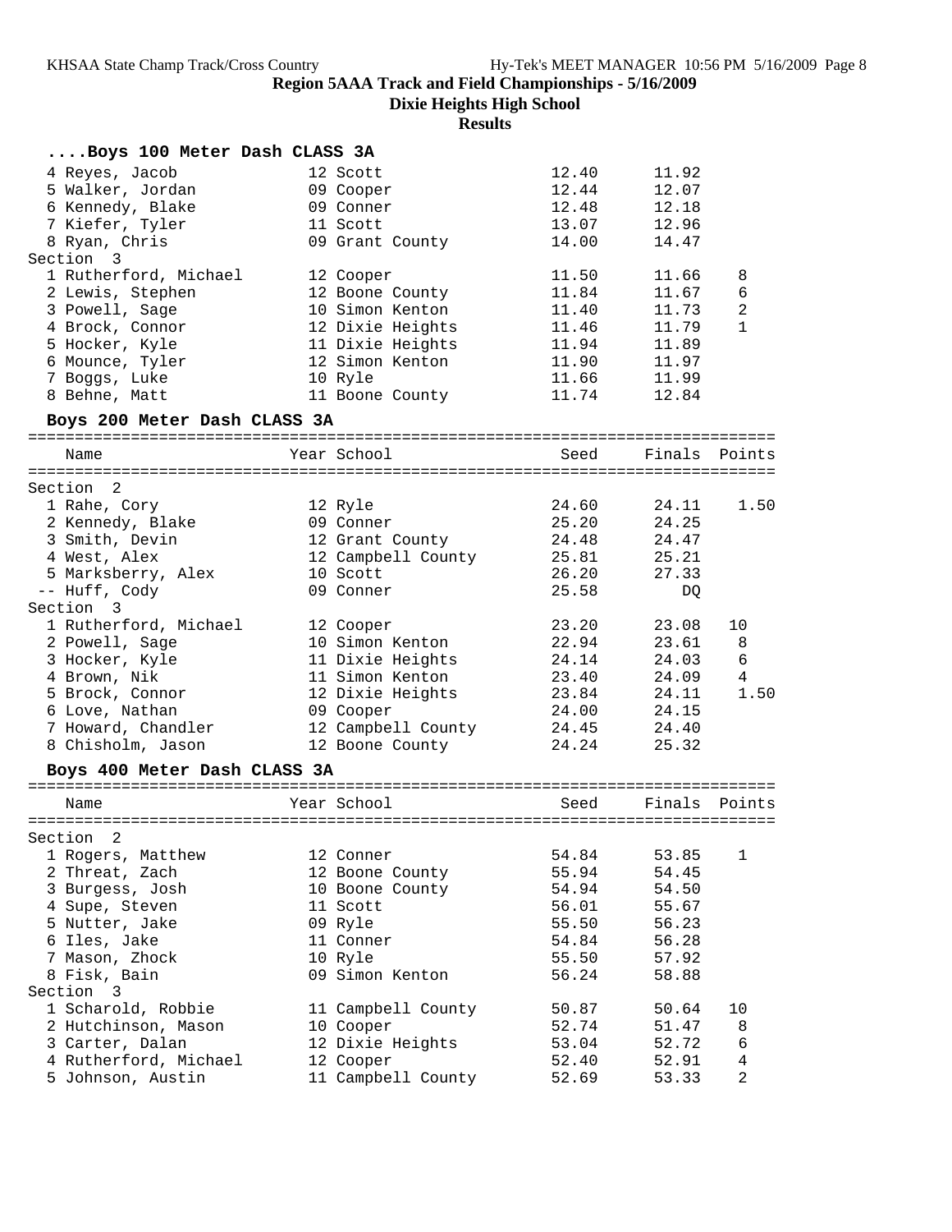**Region 5AAA Track and Field Championships - 5/16/2009**

**Dixie Heights High School**

**Results**

### ....Boys 100 Meter Dash CLASS 3A

| Place | Name | Year | School | Seed | Finals | Points |
|---|---|---|---|---|---|---|
| 4 | Reyes, Jacob | 12 | Scott | 12.40 | 11.92 | |
| 5 | Walker, Jordan | 09 | Cooper | 12.44 | 12.07 | |
| 6 | Kennedy, Blake | 09 | Conner | 12.48 | 12.18 | |
| 7 | Kiefer, Tyler | 11 | Scott | 13.07 | 12.96 | |
| 8 | Ryan, Chris | 09 | Grant County | 14.00 | 14.47 | |
| **Section 3** | | | | | | |
| 1 | Rutherford, Michael | 12 | Cooper | 11.50 | 11.66 | 8 |
| 2 | Lewis, Stephen | 12 | Boone County | 11.84 | 11.67 | 6 |
| 3 | Powell, Sage | 10 | Simon Kenton | 11.40 | 11.73 | 2 |
| 4 | Brock, Connor | 12 | Dixie Heights | 11.46 | 11.79 | 1 |
| 5 | Hocker, Kyle | 11 | Dixie Heights | 11.94 | 11.89 | |
| 6 | Mounce, Tyler | 12 | Simon Kenton | 11.90 | 11.97 | |
| 7 | Boggs, Luke | 10 | Ryle | 11.66 | 11.99 | |
| 8 | Behne, Matt | 11 | Boone County | 11.74 | 12.84 | |

### Boys 200 Meter Dash CLASS 3A

| Place | Name | Year | School | Seed | Finals | Points |
|---|---|---|---|---|---|---|
| **Section 2** | | | | | | |
| 1 | Rahe, Cory | 12 | Ryle | 24.60 | 24.11 | 1.50 |
| 2 | Kennedy, Blake | 09 | Conner | 25.20 | 24.25 | |
| 3 | Smith, Devin | 12 | Grant County | 24.48 | 24.47 | |
| 4 | West, Alex | 12 | Campbell County | 25.81 | 25.21 | |
| 5 | Marksberry, Alex | 10 | Scott | 26.20 | 27.33 | |
| -- | Huff, Cody | 09 | Conner | 25.58 | DQ | |
| **Section 3** | | | | | | |
| 1 | Rutherford, Michael | 12 | Cooper | 23.20 | 23.08 | 10 |
| 2 | Powell, Sage | 10 | Simon Kenton | 22.94 | 23.61 | 8 |
| 3 | Hocker, Kyle | 11 | Dixie Heights | 24.14 | 24.03 | 6 |
| 4 | Brown, Nik | 11 | Simon Kenton | 23.40 | 24.09 | 4 |
| 5 | Brock, Connor | 12 | Dixie Heights | 23.84 | 24.11 | 1.50 |
| 6 | Love, Nathan | 09 | Cooper | 24.00 | 24.15 | |
| 7 | Howard, Chandler | 12 | Campbell County | 24.45 | 24.40 | |
| 8 | Chisholm, Jason | 12 | Boone County | 24.24 | 25.32 | |

### Boys 400 Meter Dash CLASS 3A

| Place | Name | Year | School | Seed | Finals | Points |
|---|---|---|---|---|---|---|
| **Section 2** | | | | | | |
| 1 | Rogers, Matthew | 12 | Conner | 54.84 | 53.85 | 1 |
| 2 | Threat, Zach | 12 | Boone County | 55.94 | 54.45 | |
| 3 | Burgess, Josh | 10 | Boone County | 54.94 | 54.50 | |
| 4 | Supe, Steven | 11 | Scott | 56.01 | 55.67 | |
| 5 | Nutter, Jake | 09 | Ryle | 55.50 | 56.23 | |
| 6 | Iles, Jake | 11 | Conner | 54.84 | 56.28 | |
| 7 | Mason, Zhock | 10 | Ryle | 55.50 | 57.92 | |
| 8 | Fisk, Bain | 09 | Simon Kenton | 56.24 | 58.88 | |
| **Section 3** | | | | | | |
| 1 | Scharold, Robbie | 11 | Campbell County | 50.87 | 50.64 | 10 |
| 2 | Hutchinson, Mason | 10 | Cooper | 52.74 | 51.47 | 8 |
| 3 | Carter, Dalan | 12 | Dixie Heights | 53.04 | 52.72 | 6 |
| 4 | Rutherford, Michael | 12 | Cooper | 52.40 | 52.91 | 4 |
| 5 | Johnson, Austin | 11 | Campbell County | 52.69 | 53.33 | 2 |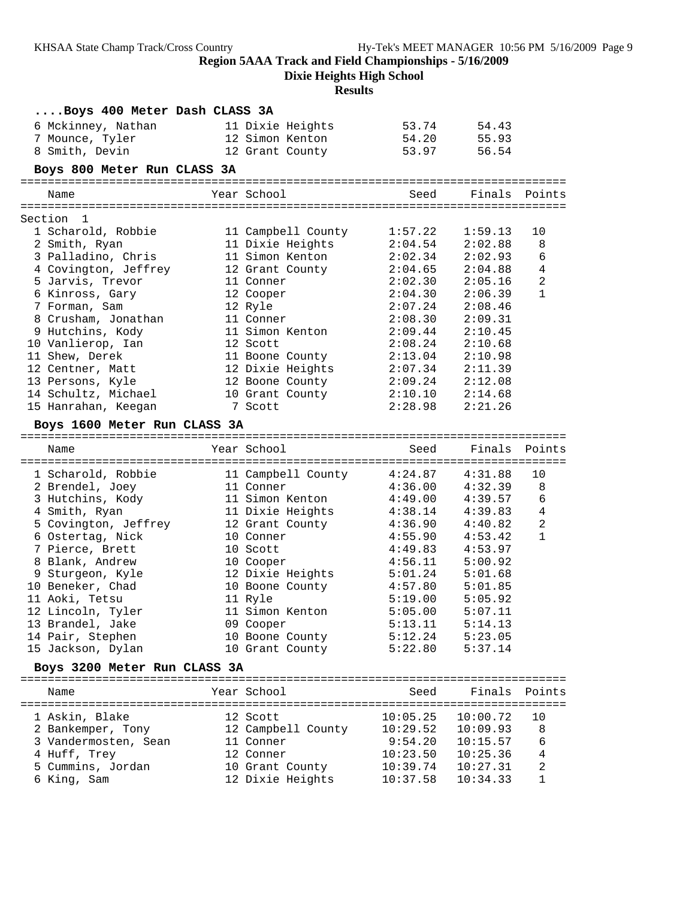## Region 5AAA Track and Field Championships - 5/16/2009

### Dixie Heights High School

### Results

#### ....Boys 400 Meter Dash CLASS 3A

| Name | Year | School | Seed | Finals |
|---|---|---|---|---|
| 6 Mckinney, Nathan | 11 | Dixie Heights | 53.74 | 54.43 |
| 7 Mounce, Tyler | 12 | Simon Kenton | 54.20 | 55.93 |
| 8 Smith, Devin | 12 | Grant County | 53.97 | 56.54 |

#### Boys 800 Meter Run CLASS 3A

Section 1

| Name | Year | School | Seed | Finals | Points |
|---|---|---|---|---|---|
| 1 Scharold, Robbie | 11 | Campbell County | 1:57.22 | 1:59.13 | 10 |
| 2 Smith, Ryan | 11 | Dixie Heights | 2:04.54 | 2:02.88 | 8 |
| 3 Palladino, Chris | 11 | Simon Kenton | 2:02.34 | 2:02.93 | 6 |
| 4 Covington, Jeffrey | 12 | Grant County | 2:04.65 | 2:04.88 | 4 |
| 5 Jarvis, Trevor | 11 | Conner | 2:02.30 | 2:05.16 | 2 |
| 6 Kinross, Gary | 12 | Cooper | 2:04.30 | 2:06.39 | 1 |
| 7 Forman, Sam | 12 | Ryle | 2:07.24 | 2:08.46 | |
| 8 Crusham, Jonathan | 11 | Conner | 2:08.30 | 2:09.31 | |
| 9 Hutchins, Kody | 11 | Simon Kenton | 2:09.44 | 2:10.45 | |
| 10 Vanlierop, Ian | 12 | Scott | 2:08.24 | 2:10.68 | |
| 11 Shew, Derek | 11 | Boone County | 2:13.04 | 2:10.98 | |
| 12 Centner, Matt | 12 | Dixie Heights | 2:07.34 | 2:11.39 | |
| 13 Persons, Kyle | 12 | Boone County | 2:09.24 | 2:12.08 | |
| 14 Schultz, Michael | 10 | Grant County | 2:10.10 | 2:14.68 | |
| 15 Hanrahan, Keegan | 7 | Scott | 2:28.98 | 2:21.26 | |

#### Boys 1600 Meter Run CLASS 3A

| Name | Year | School | Seed | Finals | Points |
|---|---|---|---|---|---|
| 1 Scharold, Robbie | 11 | Campbell County | 4:24.87 | 4:31.88 | 10 |
| 2 Brendel, Joey | 11 | Conner | 4:36.00 | 4:32.39 | 8 |
| 3 Hutchins, Kody | 11 | Simon Kenton | 4:49.00 | 4:39.57 | 6 |
| 4 Smith, Ryan | 11 | Dixie Heights | 4:38.14 | 4:39.83 | 4 |
| 5 Covington, Jeffrey | 12 | Grant County | 4:36.90 | 4:40.82 | 2 |
| 6 Ostertag, Nick | 10 | Conner | 4:55.90 | 4:53.42 | 1 |
| 7 Pierce, Brett | 10 | Scott | 4:49.83 | 4:53.97 | |
| 8 Blank, Andrew | 10 | Cooper | 4:56.11 | 5:00.92 | |
| 9 Sturgeon, Kyle | 12 | Dixie Heights | 5:01.24 | 5:01.68 | |
| 10 Beneker, Chad | 10 | Boone County | 4:57.80 | 5:01.85 | |
| 11 Aoki, Tetsu | 11 | Ryle | 5:19.00 | 5:05.92 | |
| 12 Lincoln, Tyler | 11 | Simon Kenton | 5:05.00 | 5:07.11 | |
| 13 Brandel, Jake | 09 | Cooper | 5:13.11 | 5:14.13 | |
| 14 Pair, Stephen | 10 | Boone County | 5:12.24 | 5:23.05 | |
| 15 Jackson, Dylan | 10 | Grant County | 5:22.80 | 5:37.14 | |

#### Boys 3200 Meter Run CLASS 3A

| Name | Year | School | Seed | Finals | Points |
|---|---|---|---|---|---|
| 1 Askin, Blake | 12 | Scott | 10:05.25 | 10:00.72 | 10 |
| 2 Bankemper, Tony | 12 | Campbell County | 10:29.52 | 10:09.93 | 8 |
| 3 Vandermosten, Sean | 11 | Conner | 9:54.20 | 10:15.57 | 6 |
| 4 Huff, Trey | 12 | Conner | 10:23.50 | 10:25.36 | 4 |
| 5 Cummins, Jordan | 10 | Grant County | 10:39.74 | 10:27.31 | 2 |
| 6 King, Sam | 12 | Dixie Heights | 10:37.58 | 10:34.33 | 1 |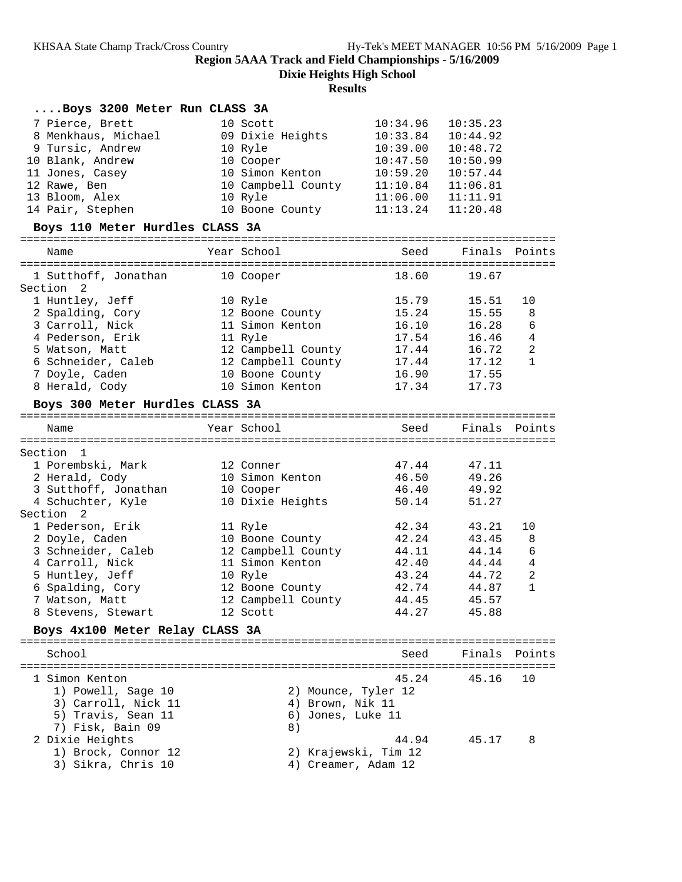# Region 5AAA Track and Field Championships - 5/16/2009

## Dixie Heights High School

### Results

#### ....Boys 3200 Meter Run CLASS 3A

| Place | Name | Year | School | Seed | Finals |
|---|---|---|---|---|---|
| 7 | Pierce, Brett | 10 | Scott | 10:34.96 | 10:35.23 |
| 8 | Menkhaus, Michael | 09 | Dixie Heights | 10:33.84 | 10:44.92 |
| 9 | Tursic, Andrew | 10 | Ryle | 10:39.00 | 10:48.72 |
| 10 | Blank, Andrew | 10 | Cooper | 10:47.50 | 10:50.99 |
| 11 | Jones, Casey | 10 | Simon Kenton | 10:59.20 | 10:57.44 |
| 12 | Rawe, Ben | 10 | Campbell County | 11:10.84 | 11:06.81 |
| 13 | Bloom, Alex | 10 | Ryle | 11:06.00 | 11:11.91 |
| 14 | Pair, Stephen | 10 | Boone County | 11:13.24 | 11:20.48 |

#### Boys 110 Meter Hurdles CLASS 3A

| Place | Name | Year | School | Seed | Finals | Points |
|---|---|---|---|---|---|---|
| 1 | Sutthoff, Jonathan | 10 | Cooper | 18.60 | 19.67 | |
| **Section 2** | | | | | | |
| 1 | Huntley, Jeff | 10 | Ryle | 15.79 | 15.51 | 10 |
| 2 | Spalding, Cory | 12 | Boone County | 15.24 | 15.55 | 8 |
| 3 | Carroll, Nick | 11 | Simon Kenton | 16.10 | 16.28 | 6 |
| 4 | Pederson, Erik | 11 | Ryle | 17.54 | 16.46 | 4 |
| 5 | Watson, Matt | 12 | Campbell County | 17.44 | 16.72 | 2 |
| 6 | Schneider, Caleb | 12 | Campbell County | 17.44 | 17.12 | 1 |
| 7 | Doyle, Caden | 10 | Boone County | 16.90 | 17.55 | |
| 8 | Herald, Cody | 10 | Simon Kenton | 17.34 | 17.73 | |

#### Boys 300 Meter Hurdles CLASS 3A

| Place | Name | Year | School | Seed | Finals | Points |
|---|---|---|---|---|---|---|
| **Section 1** | | | | | | |
| 1 | Porembski, Mark | 12 | Conner | 47.44 | 47.11 | |
| 2 | Herald, Cody | 10 | Simon Kenton | 46.50 | 49.26 | |
| 3 | Sutthoff, Jonathan | 10 | Cooper | 46.40 | 49.92 | |
| 4 | Schuchter, Kyle | 10 | Dixie Heights | 50.14 | 51.27 | |
| **Section 2** | | | | | | |
| 1 | Pederson, Erik | 11 | Ryle | 42.34 | 43.21 | 10 |
| 2 | Doyle, Caden | 10 | Boone County | 42.24 | 43.45 | 8 |
| 3 | Schneider, Caleb | 12 | Campbell County | 44.11 | 44.14 | 6 |
| 4 | Carroll, Nick | 11 | Simon Kenton | 42.40 | 44.44 | 4 |
| 5 | Huntley, Jeff | 10 | Ryle | 43.24 | 44.72 | 2 |
| 6 | Spalding, Cory | 12 | Boone County | 42.74 | 44.87 | 1 |
| 7 | Watson, Matt | 12 | Campbell County | 44.45 | 45.57 | |
| 8 | Stevens, Stewart | 12 | Scott | 44.27 | 45.88 | |

#### Boys 4x100 Meter Relay CLASS 3A

| Place | School | Seed | Finals | Points |
|---|---|---|---|---|
| 1 | Simon Kenton | 45.24 | 45.16 | 10 |
| | 1) Powell, Sage 10; 2) Mounce, Tyler 12; 3) Carroll, Nick 11; 4) Brown, Nik 11; 5) Travis, Sean 11; 6) Jones, Luke 11; 7) Fisk, Bain 09; 8) | | | |
| 2 | Dixie Heights | 44.94 | 45.17 | 8 |
| | 1) Brock, Connor 12; 2) Krajewski, Tim 12; 3) Sikra, Chris 10; 4) Creamer, Adam 12 | | | |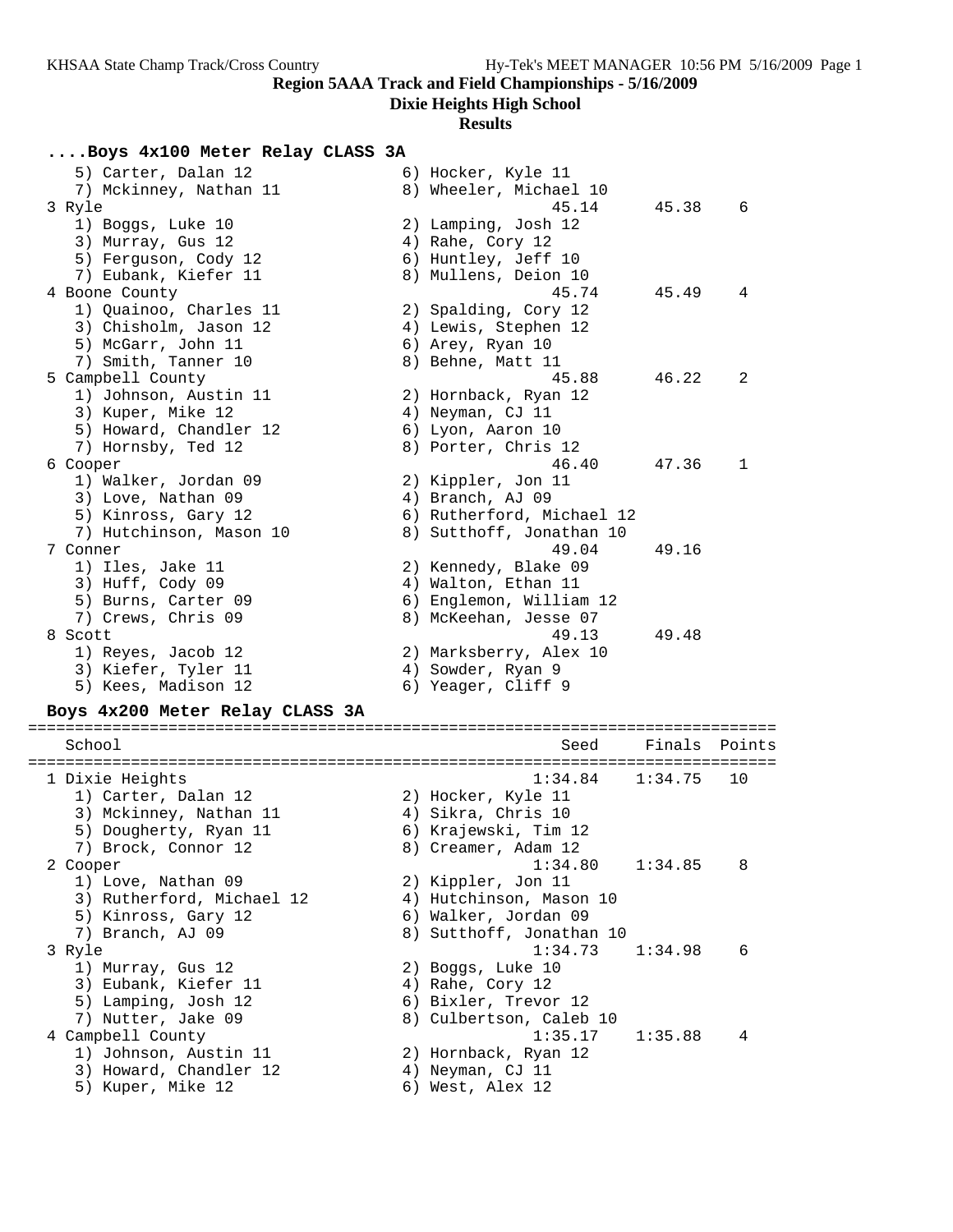**Region 5AAA Track and Field Championships - 5/16/2009**

**Dixie Heights High School**

**Results**

### ....Boys 4x100 Meter Relay CLASS 3A

```
   5) Carter, Dalan 12                6) Hocker, Kyle 11
   7) Mckinney, Nathan 11             8) Wheeler, Michael 10
 3 Ryle                                          45.14      45.38    6
   1) Boggs, Luke 10                  2) Lamping, Josh 12
   3) Murray, Gus 12                  4) Rahe, Cory 12
   5) Ferguson, Cody 12               6) Huntley, Jeff 10
   7) Eubank, Kiefer 11               8) Mullens, Deion 10
 4 Boone County                                  45.74      45.49    4
   1) Quainoo, Charles 11             2) Spalding, Cory 12
   3) Chisholm, Jason 12              4) Lewis, Stephen 12
   5) McGarr, John 11                 6) Arey, Ryan 10
   7) Smith, Tanner 10                8) Behne, Matt 11
 5 Campbell County                               45.88      46.22    2
   1) Johnson, Austin 11              2) Hornback, Ryan 12
   3) Kuper, Mike 12                  4) Neyman, CJ 11
   5) Howard, Chandler 12             6) Lyon, Aaron 10
   7) Hornsby, Ted 12                 8) Porter, Chris 12
 6 Cooper                                        46.40      47.36    1
   1) Walker, Jordan 09               2) Kippler, Jon 11
   3) Love, Nathan 09                 4) Branch, AJ 09
   5) Kinross, Gary 12                6) Rutherford, Michael 12
   7) Hutchinson, Mason 10            8) Sutthoff, Jonathan 10
 7 Conner                                        49.04      49.16
   1) Iles, Jake 11                   2) Kennedy, Blake 09
   3) Huff, Cody 09                   4) Walton, Ethan 11
   5) Burns, Carter 09                6) Englemon, William 12
   7) Crews, Chris 09                 8) McKeehan, Jesse 07
 8 Scott                                         49.13      49.48
   1) Reyes, Jacob 12                 2) Marksberry, Alex 10
   3) Kiefer, Tyler 11                4) Sowder, Ryan 9
   5) Kees, Madison 12                6) Yeager, Cliff 9
```

### Boys 4x200 Meter Relay CLASS 3A

```
================================================================================
   School                                          Seed     Finals  Points
================================================================================
 1 Dixie Heights                               1:34.84    1:34.75   10
   1) Carter, Dalan 12                2) Hocker, Kyle 11
   3) Mckinney, Nathan 11             4) Sikra, Chris 10
   5) Dougherty, Ryan 11              6) Krajewski, Tim 12
   7) Brock, Connor 12                8) Creamer, Adam 12
 2 Cooper                                      1:34.80    1:34.85    8
   1) Love, Nathan 09                 2) Kippler, Jon 11
   3) Rutherford, Michael 12          4) Hutchinson, Mason 10
   5) Kinross, Gary 12                6) Walker, Jordan 09
   7) Branch, AJ 09                   8) Sutthoff, Jonathan 10
 3 Ryle                                        1:34.73    1:34.98    6
   1) Murray, Gus 12                  2) Boggs, Luke 10
   3) Eubank, Kiefer 11               4) Rahe, Cory 12
   5) Lamping, Josh 12                6) Bixler, Trevor 12
   7) Nutter, Jake 09                 8) Culbertson, Caleb 10
 4 Campbell County                             1:35.17    1:35.88    4
   1) Johnson, Austin 11              2) Hornback, Ryan 12
   3) Howard, Chandler 12             4) Neyman, CJ 11
   5) Kuper, Mike 12                  6) West, Alex 12
```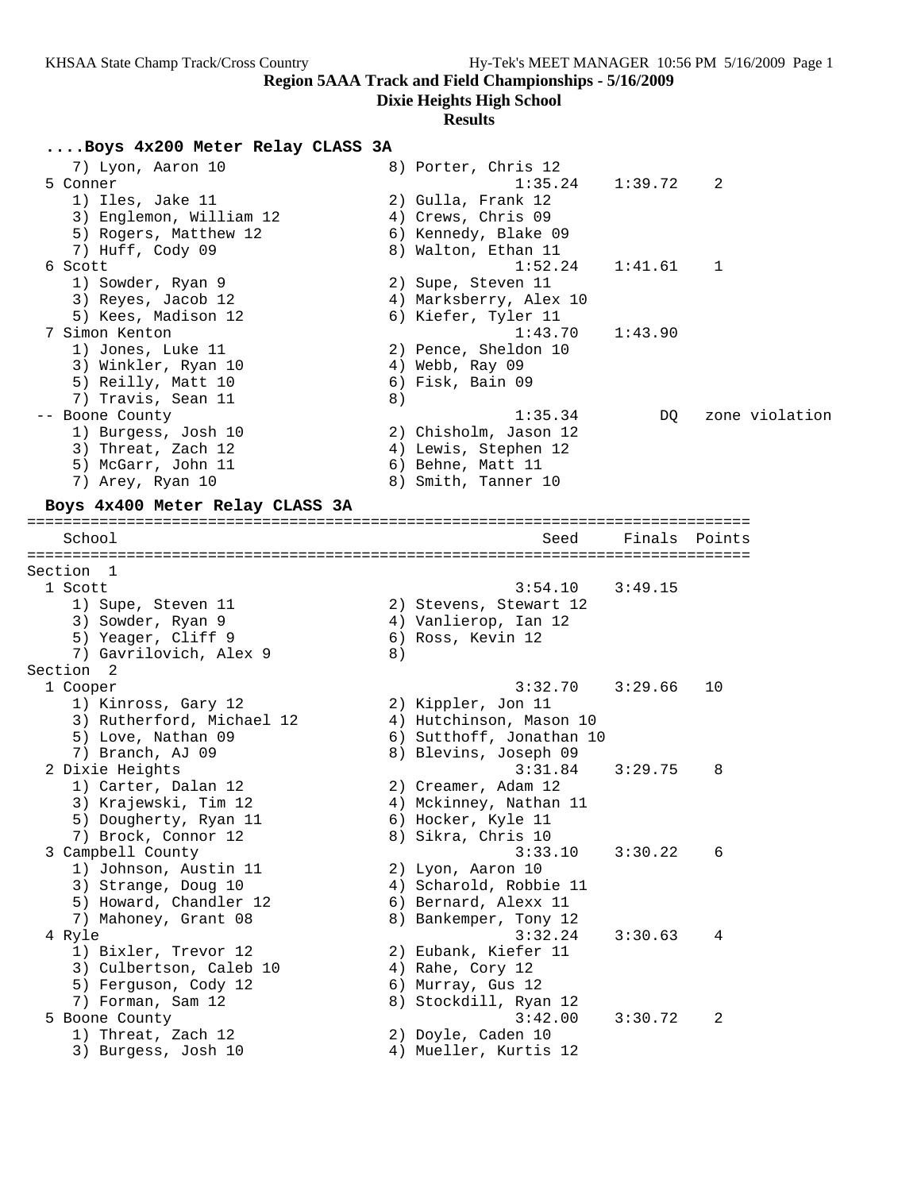**Region 5AAA Track and Field Championships - 5/16/2009**

**Dixie Heights High School**

**Results**

```
....Boys 4x200 Meter Relay CLASS 3A
    7) Lyon, Aaron 10                 8) Porter, Chris 12
  5 Conner                                   1:35.24    1:39.72    2
    1) Iles, Jake 11                  2) Gulla, Frank 12
    3) Englemon, William 12           4) Crews, Chris 09
    5) Rogers, Matthew 12             6) Kennedy, Blake 09
    7) Huff, Cody 09                  8) Walton, Ethan 11
  6 Scott                                    1:52.24    1:41.61    1
    1) Sowder, Ryan 9                 2) Supe, Steven 11
    3) Reyes, Jacob 12                4) Marksberry, Alex 10
    5) Kees, Madison 12               6) Kiefer, Tyler 11
  7 Simon Kenton                             1:43.70    1:43.90
    1) Jones, Luke 11                 2) Pence, Sheldon 10
    3) Winkler, Ryan 10               4) Webb, Ray 09
    5) Reilly, Matt 10                6) Fisk, Bain 09
    7) Travis, Sean 11                8)
 -- Boone County                             1:35.34         DQ   zone violation
    1) Burgess, Josh 10               2) Chisholm, Jason 12
    3) Threat, Zach 12                4) Lewis, Stephen 12
    5) McGarr, John 11                6) Behne, Matt 11
    7) Arey, Ryan 10                  8) Smith, Tanner 10

Boys 4x400 Meter Relay CLASS 3A
================================================================================
    School                                      Seed     Finals  Points
================================================================================
Section  1
  1 Scott                                    3:54.10    3:49.15
    1) Supe, Steven 11                2) Stevens, Stewart 12
    3) Sowder, Ryan 9                 4) Vanlierop, Ian 12
    5) Yeager, Cliff 9                6) Ross, Kevin 12
    7) Gavrilovich, Alex 9            8)
Section  2
  1 Cooper                                   3:32.70    3:29.66   10
    1) Kinross, Gary 12               2) Kippler, Jon 11
    3) Rutherford, Michael 12         4) Hutchinson, Mason 10
    5) Love, Nathan 09                6) Sutthoff, Jonathan 10
    7) Branch, AJ 09                  8) Blevins, Joseph 09
  2 Dixie Heights                            3:31.84    3:29.75    8
    1) Carter, Dalan 12               2) Creamer, Adam 12
    3) Krajewski, Tim 12              4) Mckinney, Nathan 11
    5) Dougherty, Ryan 11             6) Hocker, Kyle 11
    7) Brock, Connor 12               8) Sikra, Chris 10
  3 Campbell County                          3:33.10    3:30.22    6
    1) Johnson, Austin 11             2) Lyon, Aaron 10
    3) Strange, Doug 10               4) Scharold, Robbie 11
    5) Howard, Chandler 12            6) Bernard, Alexx 11
    7) Mahoney, Grant 08              8) Bankemper, Tony 12
  4 Ryle                                     3:32.24    3:30.63    4
    1) Bixler, Trevor 12              2) Eubank, Kiefer 11
    3) Culbertson, Caleb 10           4) Rahe, Cory 12
    5) Ferguson, Cody 12              6) Murray, Gus 12
    7) Forman, Sam 12                 8) Stockdill, Ryan 12
  5 Boone County                             3:42.00    3:30.72    2
    1) Threat, Zach 12                2) Doyle, Caden 10
    3) Burgess, Josh 10               4) Mueller, Kurtis 12
```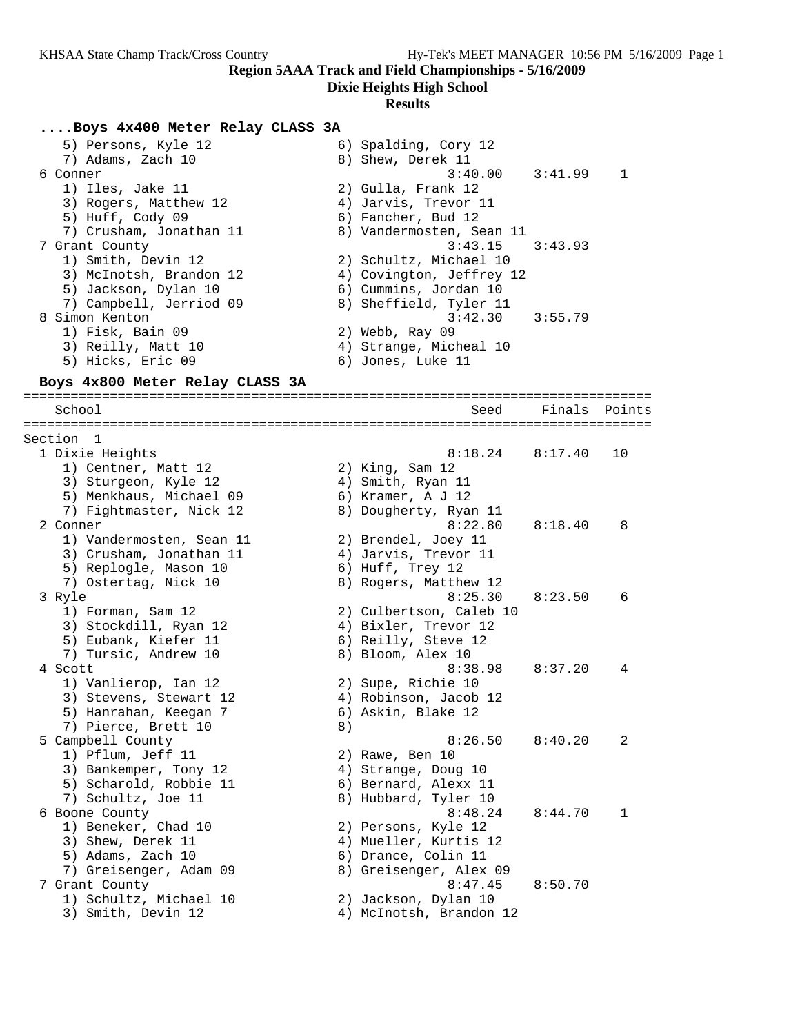**Region 5AAA Track and Field Championships - 5/16/2009**

**Dixie Heights High School**

**Results**

### ....Boys 4x400 Meter Relay CLASS 3A

```
    5) Persons, Kyle 12                6) Spalding, Cory 12
    7) Adams, Zach 10                  8) Shew, Derek 11
  6 Conner                                        3:40.00    3:41.99    1
    1) Iles, Jake 11                   2) Gulla, Frank 12
    3) Rogers, Matthew 12              4) Jarvis, Trevor 11
    5) Huff, Cody 09                   6) Fancher, Bud 12
    7) Crusham, Jonathan 11            8) Vandermosten, Sean 11
  7 Grant County                                  3:43.15    3:43.93
    1) Smith, Devin 12                 2) Schultz, Michael 10
    3) McInotsh, Brandon 12            4) Covington, Jeffrey 12
    5) Jackson, Dylan 10               6) Cummins, Jordan 10
    7) Campbell, Jerriod 09            8) Sheffield, Tyler 11
  8 Simon Kenton                                  3:42.30    3:55.79
    1) Fisk, Bain 09                   2) Webb, Ray 09
    3) Reilly, Matt 10                 4) Strange, Micheal 10
    5) Hicks, Eric 09                  6) Jones, Luke 11
```

### Boys 4x800 Meter Relay CLASS 3A

```
================================================================================
    School                                           Seed     Finals  Points
================================================================================
Section  1
  1 Dixie Heights                                 8:18.24    8:17.40   10
    1) Centner, Matt 12                2) King, Sam 12
    3) Sturgeon, Kyle 12               4) Smith, Ryan 11
    5) Menkhaus, Michael 09            6) Kramer, A J 12
    7) Fightmaster, Nick 12            8) Dougherty, Ryan 11
  2 Conner                                        8:22.80    8:18.40    8
    1) Vandermosten, Sean 11           2) Brendel, Joey 11
    3) Crusham, Jonathan 11            4) Jarvis, Trevor 11
    5) Replogle, Mason 10              6) Huff, Trey 12
    7) Ostertag, Nick 10               8) Rogers, Matthew 12
  3 Ryle                                          8:25.30    8:23.50    6
    1) Forman, Sam 12                  2) Culbertson, Caleb 10
    3) Stockdill, Ryan 12              4) Bixler, Trevor 12
    5) Eubank, Kiefer 11               6) Reilly, Steve 12
    7) Tursic, Andrew 10               8) Bloom, Alex 10
  4 Scott                                         8:38.98    8:37.20    4
    1) Vanlierop, Ian 12               2) Supe, Richie 10
    3) Stevens, Stewart 12             4) Robinson, Jacob 12
    5) Hanrahan, Keegan 7              6) Askin, Blake 12
    7) Pierce, Brett 10                8)
  5 Campbell County                               8:26.50    8:40.20    2
    1) Pflum, Jeff 11                  2) Rawe, Ben 10
    3) Bankemper, Tony 12              4) Strange, Doug 10
    5) Scharold, Robbie 11             6) Bernard, Alexx 11
    7) Schultz, Joe 11                 8) Hubbard, Tyler 10
  6 Boone County                                  8:48.24    8:44.70    1
    1) Beneker, Chad 10                2) Persons, Kyle 12
    3) Shew, Derek 11                  4) Mueller, Kurtis 12
    5) Adams, Zach 10                  6) Drance, Colin 11
    7) Greisenger, Adam 09             8) Greisenger, Alex 09
  7 Grant County                                  8:47.45    8:50.70
    1) Schultz, Michael 10             2) Jackson, Dylan 10
    3) Smith, Devin 12                 4) McInotsh, Brandon 12
```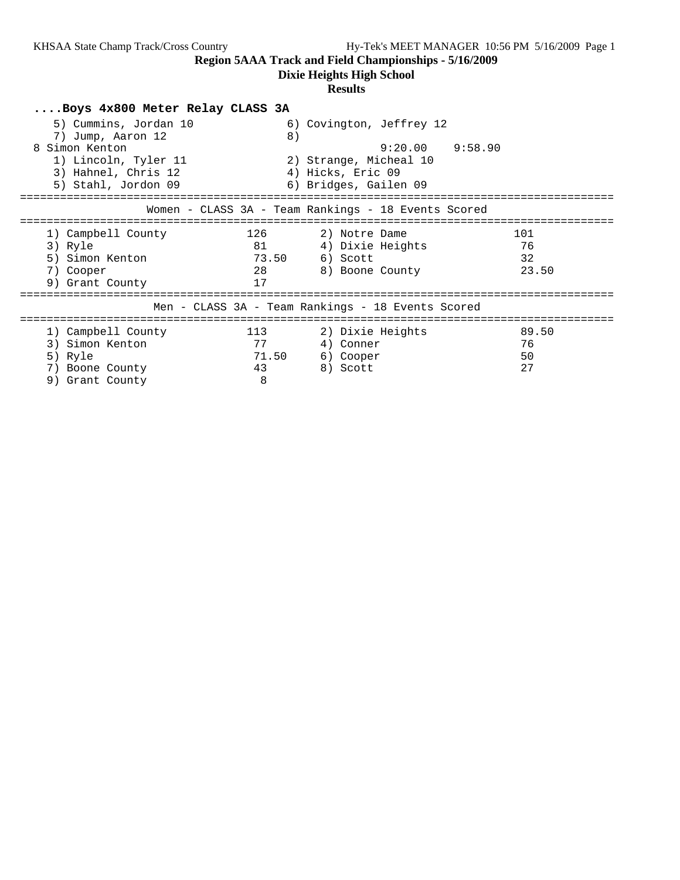## ....Boys 4x800 Meter Relay CLASS 3A

```
   5) Cummins, Jordan 10            6) Covington, Jeffrey 12
   7) Jump, Aaron 12                8)
 8 Simon Kenton                                 9:20.00    9:58.90
   1) Lincoln, Tyler 11             2) Strange, Micheal 10
   3) Hahnel, Chris 12              4) Hicks, Eric 09
   5) Stahl, Jordon 09              6) Bridges, Gailen 09
```

### Women - CLASS 3A - Team Rankings - 18 Events Scored

| | | | |
|---|---|---|---|
| 1) Campbell County | 126 | 2) Notre Dame | 101 |
| 3) Ryle | 81 | 4) Dixie Heights | 76 |
| 5) Simon Kenton | 73.50 | 6) Scott | 32 |
| 7) Cooper | 28 | 8) Boone County | 23.50 |
| 9) Grant County | 17 | | |

### Men - CLASS 3A - Team Rankings - 18 Events Scored

| | | | |
|---|---|---|---|
| 1) Campbell County | 113 | 2) Dixie Heights | 89.50 |
| 3) Simon Kenton | 77 | 4) Conner | 76 |
| 5) Ryle | 71.50 | 6) Cooper | 50 |
| 7) Boone County | 43 | 8) Scott | 27 |
| 9) Grant County | 8 | | |